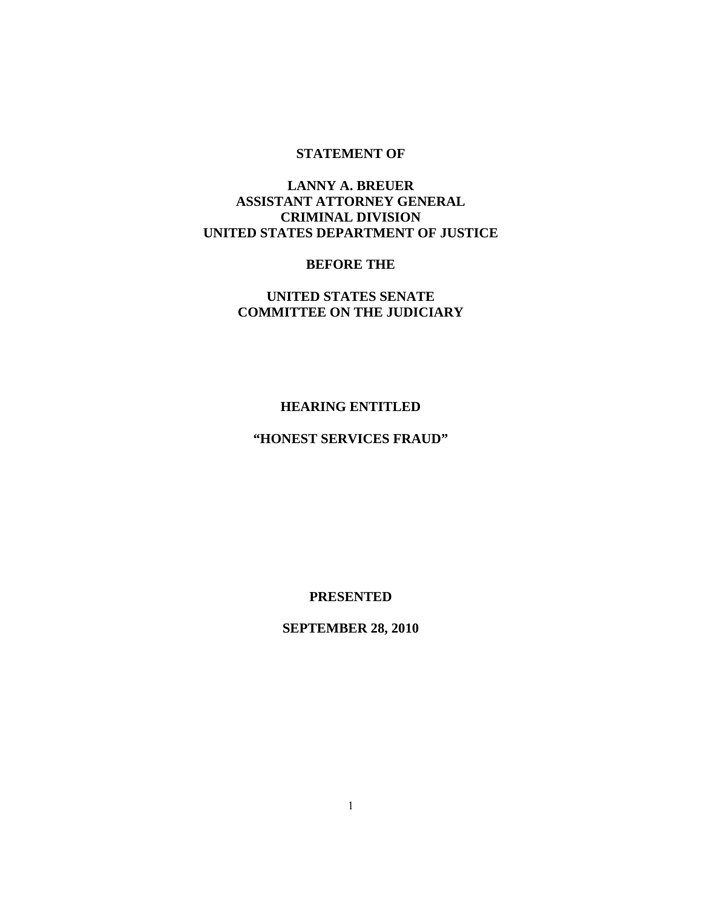**STATEMENT OF**

**LANNY A. BREUER**
**ASSISTANT ATTORNEY GENERAL**
**CRIMINAL DIVISION**
**UNITED STATES DEPARTMENT OF JUSTICE**

**BEFORE THE**

**UNITED STATES SENATE**
**COMMITTEE ON THE JUDICIARY**

**HEARING ENTITLED**

**"HONEST SERVICES FRAUD"**

**PRESENTED**

**SEPTEMBER 28, 2010**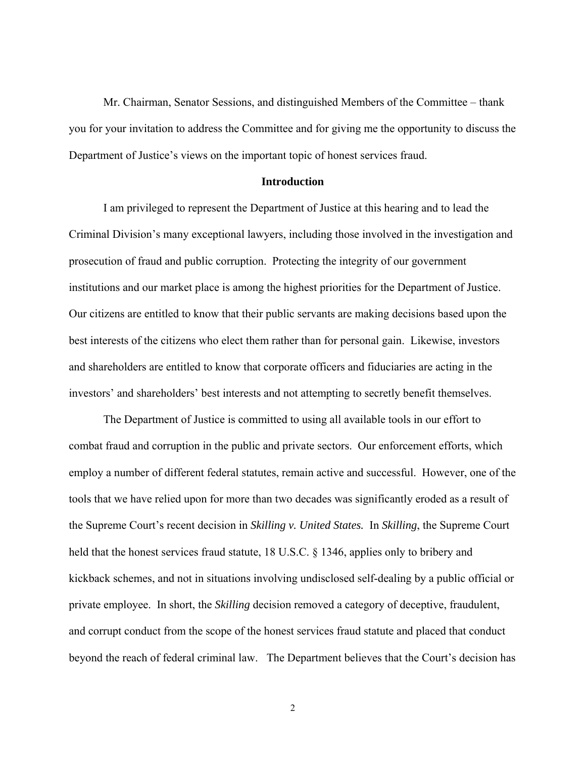Mr. Chairman, Senator Sessions, and distinguished Members of the Committee – thank you for your invitation to address the Committee and for giving me the opportunity to discuss the Department of Justice's views on the important topic of honest services fraud.

## Introduction

I am privileged to represent the Department of Justice at this hearing and to lead the Criminal Division's many exceptional lawyers, including those involved in the investigation and prosecution of fraud and public corruption. Protecting the integrity of our government institutions and our market place is among the highest priorities for the Department of Justice. Our citizens are entitled to know that their public servants are making decisions based upon the best interests of the citizens who elect them rather than for personal gain. Likewise, investors and shareholders are entitled to know that corporate officers and fiduciaries are acting in the investors' and shareholders' best interests and not attempting to secretly benefit themselves.

The Department of Justice is committed to using all available tools in our effort to combat fraud and corruption in the public and private sectors. Our enforcement efforts, which employ a number of different federal statutes, remain active and successful. However, one of the tools that we have relied upon for more than two decades was significantly eroded as a result of the Supreme Court's recent decision in *Skilling v. United States.* In *Skilling*, the Supreme Court held that the honest services fraud statute, 18 U.S.C. § 1346, applies only to bribery and kickback schemes, and not in situations involving undisclosed self-dealing by a public official or private employee. In short, the *Skilling* decision removed a category of deceptive, fraudulent, and corrupt conduct from the scope of the honest services fraud statute and placed that conduct beyond the reach of federal criminal law. The Department believes that the Court's decision has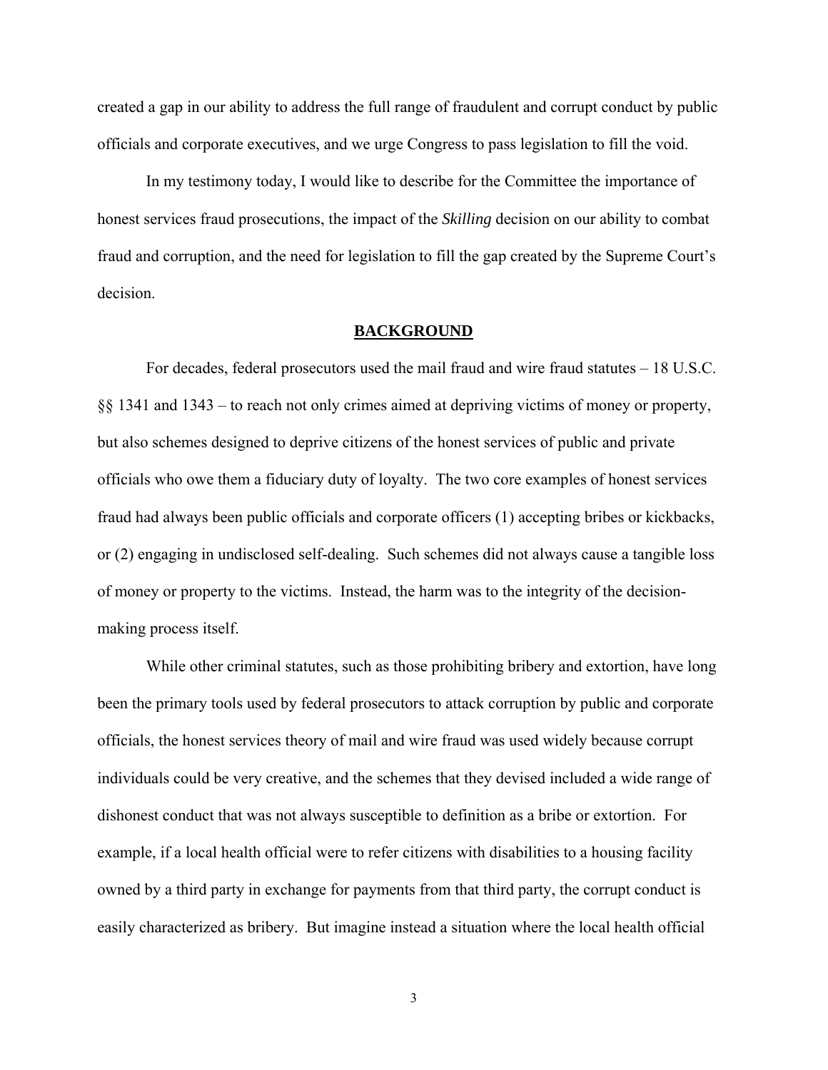created a gap in our ability to address the full range of fraudulent and corrupt conduct by public officials and corporate executives, and we urge Congress to pass legislation to fill the void.

In my testimony today, I would like to describe for the Committee the importance of honest services fraud prosecutions, the impact of the *Skilling* decision on our ability to combat fraud and corruption, and the need for legislation to fill the gap created by the Supreme Court's decision.

## BACKGROUND

For decades, federal prosecutors used the mail fraud and wire fraud statutes – 18 U.S.C. §§ 1341 and 1343 – to reach not only crimes aimed at depriving victims of money or property, but also schemes designed to deprive citizens of the honest services of public and private officials who owe them a fiduciary duty of loyalty. The two core examples of honest services fraud had always been public officials and corporate officers (1) accepting bribes or kickbacks, or (2) engaging in undisclosed self-dealing. Such schemes did not always cause a tangible loss of money or property to the victims. Instead, the harm was to the integrity of the decision-making process itself.

While other criminal statutes, such as those prohibiting bribery and extortion, have long been the primary tools used by federal prosecutors to attack corruption by public and corporate officials, the honest services theory of mail and wire fraud was used widely because corrupt individuals could be very creative, and the schemes that they devised included a wide range of dishonest conduct that was not always susceptible to definition as a bribe or extortion. For example, if a local health official were to refer citizens with disabilities to a housing facility owned by a third party in exchange for payments from that third party, the corrupt conduct is easily characterized as bribery. But imagine instead a situation where the local health official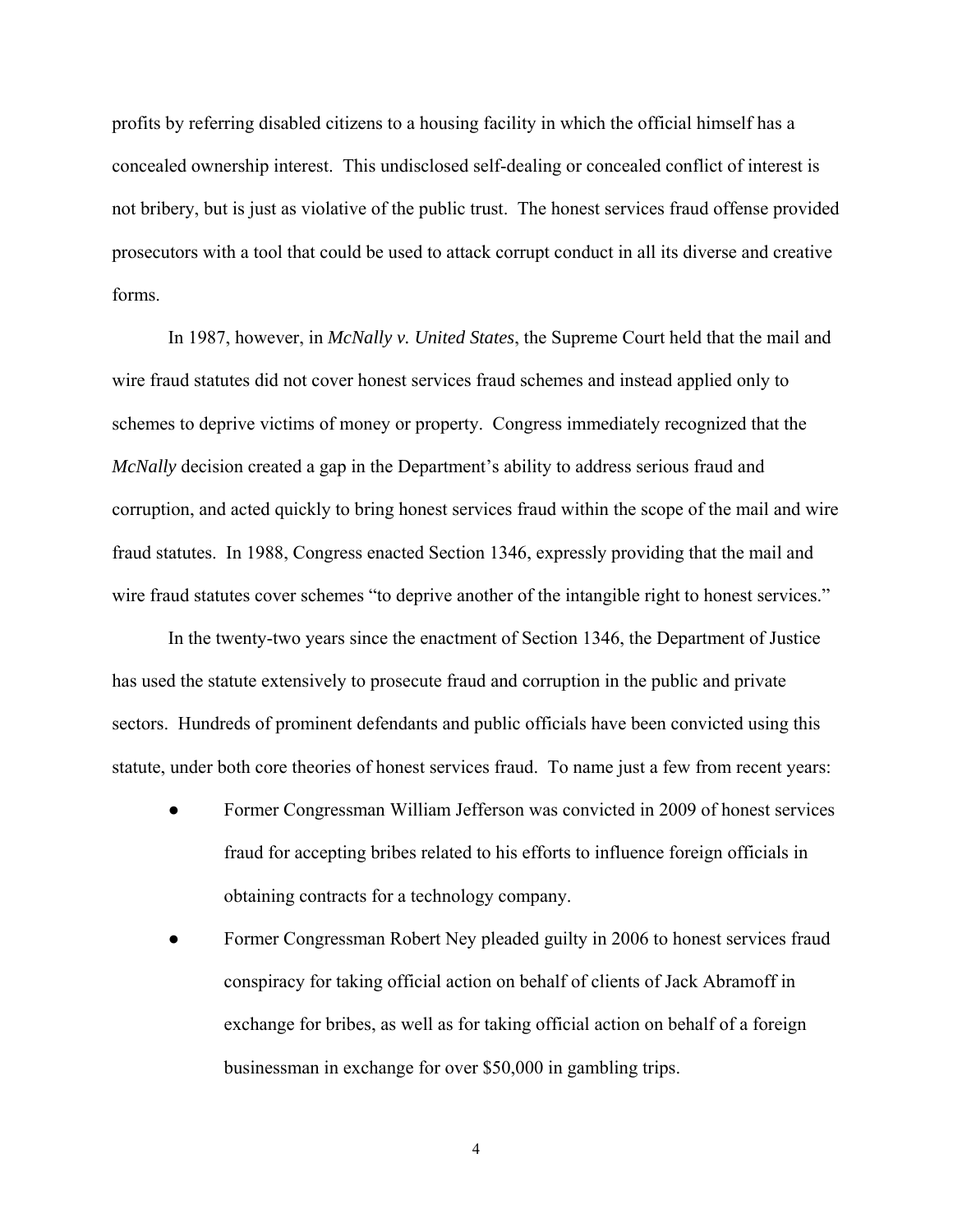profits by referring disabled citizens to a housing facility in which the official himself has a concealed ownership interest. This undisclosed self-dealing or concealed conflict of interest is not bribery, but is just as violative of the public trust. The honest services fraud offense provided prosecutors with a tool that could be used to attack corrupt conduct in all its diverse and creative forms.

In 1987, however, in *McNally v. United States*, the Supreme Court held that the mail and wire fraud statutes did not cover honest services fraud schemes and instead applied only to schemes to deprive victims of money or property. Congress immediately recognized that the *McNally* decision created a gap in the Department's ability to address serious fraud and corruption, and acted quickly to bring honest services fraud within the scope of the mail and wire fraud statutes. In 1988, Congress enacted Section 1346, expressly providing that the mail and wire fraud statutes cover schemes "to deprive another of the intangible right to honest services."

In the twenty-two years since the enactment of Section 1346, the Department of Justice has used the statute extensively to prosecute fraud and corruption in the public and private sectors. Hundreds of prominent defendants and public officials have been convicted using this statute, under both core theories of honest services fraud. To name just a few from recent years:

- Former Congressman William Jefferson was convicted in 2009 of honest services fraud for accepting bribes related to his efforts to influence foreign officials in obtaining contracts for a technology company.
- Former Congressman Robert Ney pleaded guilty in 2006 to honest services fraud conspiracy for taking official action on behalf of clients of Jack Abramoff in exchange for bribes, as well as for taking official action on behalf of a foreign businessman in exchange for over $50,000 in gambling trips.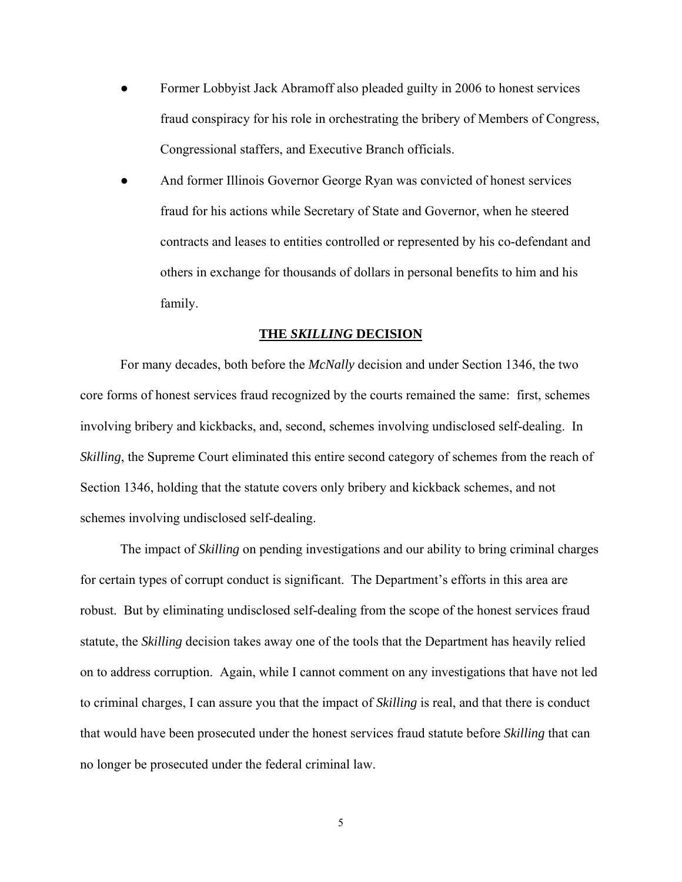- Former Lobbyist Jack Abramoff also pleaded guilty in 2006 to honest services fraud conspiracy for his role in orchestrating the bribery of Members of Congress, Congressional staffers, and Executive Branch officials.
- And former Illinois Governor George Ryan was convicted of honest services fraud for his actions while Secretary of State and Governor, when he steered contracts and leases to entities controlled or represented by his co-defendant and others in exchange for thousands of dollars in personal benefits to him and his family.

## THE *SKILLING* DECISION

For many decades, both before the *McNally* decision and under Section 1346, the two core forms of honest services fraud recognized by the courts remained the same: first, schemes involving bribery and kickbacks, and, second, schemes involving undisclosed self-dealing. In *Skilling*, the Supreme Court eliminated this entire second category of schemes from the reach of Section 1346, holding that the statute covers only bribery and kickback schemes, and not schemes involving undisclosed self-dealing.

The impact of *Skilling* on pending investigations and our ability to bring criminal charges for certain types of corrupt conduct is significant. The Department's efforts in this area are robust. But by eliminating undisclosed self-dealing from the scope of the honest services fraud statute, the *Skilling* decision takes away one of the tools that the Department has heavily relied on to address corruption. Again, while I cannot comment on any investigations that have not led to criminal charges, I can assure you that the impact of *Skilling* is real, and that there is conduct that would have been prosecuted under the honest services fraud statute before *Skilling* that can no longer be prosecuted under the federal criminal law.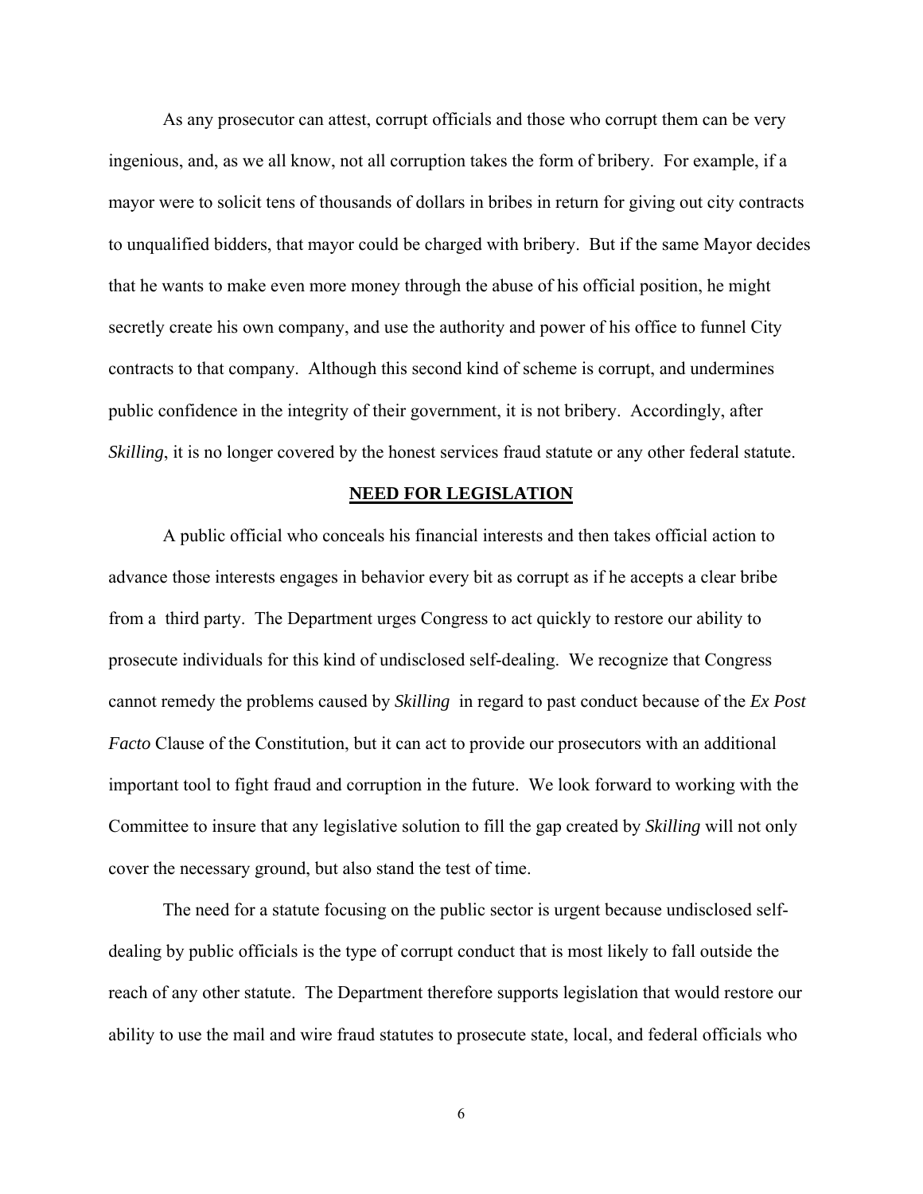As any prosecutor can attest, corrupt officials and those who corrupt them can be very ingenious, and, as we all know, not all corruption takes the form of bribery. For example, if a mayor were to solicit tens of thousands of dollars in bribes in return for giving out city contracts to unqualified bidders, that mayor could be charged with bribery. But if the same Mayor decides that he wants to make even more money through the abuse of his official position, he might secretly create his own company, and use the authority and power of his office to funnel City contracts to that company. Although this second kind of scheme is corrupt, and undermines public confidence in the integrity of their government, it is not bribery. Accordingly, after *Skilling*, it is no longer covered by the honest services fraud statute or any other federal statute.

## **NEED FOR LEGISLATION**

A public official who conceals his financial interests and then takes official action to advance those interests engages in behavior every bit as corrupt as if he accepts a clear bribe from a third party. The Department urges Congress to act quickly to restore our ability to prosecute individuals for this kind of undisclosed self-dealing. We recognize that Congress cannot remedy the problems caused by *Skilling* in regard to past conduct because of the *Ex Post Facto* Clause of the Constitution, but it can act to provide our prosecutors with an additional important tool to fight fraud and corruption in the future. We look forward to working with the Committee to insure that any legislative solution to fill the gap created by *Skilling* will not only cover the necessary ground, but also stand the test of time.

The need for a statute focusing on the public sector is urgent because undisclosed self-dealing by public officials is the type of corrupt conduct that is most likely to fall outside the reach of any other statute. The Department therefore supports legislation that would restore our ability to use the mail and wire fraud statutes to prosecute state, local, and federal officials who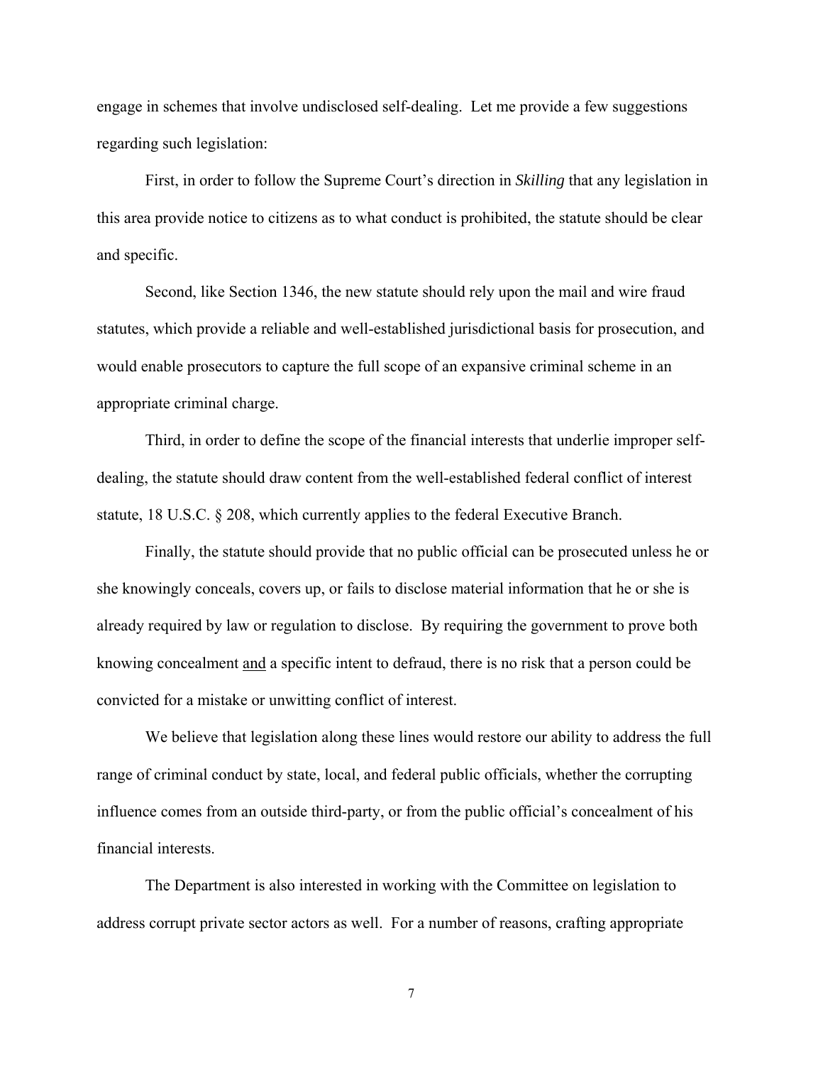engage in schemes that involve undisclosed self-dealing. Let me provide a few suggestions regarding such legislation:

First, in order to follow the Supreme Court's direction in *Skilling* that any legislation in this area provide notice to citizens as to what conduct is prohibited, the statute should be clear and specific.

Second, like Section 1346, the new statute should rely upon the mail and wire fraud statutes, which provide a reliable and well-established jurisdictional basis for prosecution, and would enable prosecutors to capture the full scope of an expansive criminal scheme in an appropriate criminal charge.

Third, in order to define the scope of the financial interests that underlie improper self-dealing, the statute should draw content from the well-established federal conflict of interest statute, 18 U.S.C. § 208, which currently applies to the federal Executive Branch.

Finally, the statute should provide that no public official can be prosecuted unless he or she knowingly conceals, covers up, or fails to disclose material information that he or she is already required by law or regulation to disclose. By requiring the government to prove both knowing concealment <u>and</u> a specific intent to defraud, there is no risk that a person could be convicted for a mistake or unwitting conflict of interest.

We believe that legislation along these lines would restore our ability to address the full range of criminal conduct by state, local, and federal public officials, whether the corrupting influence comes from an outside third-party, or from the public official's concealment of his financial interests.

The Department is also interested in working with the Committee on legislation to address corrupt private sector actors as well. For a number of reasons, crafting appropriate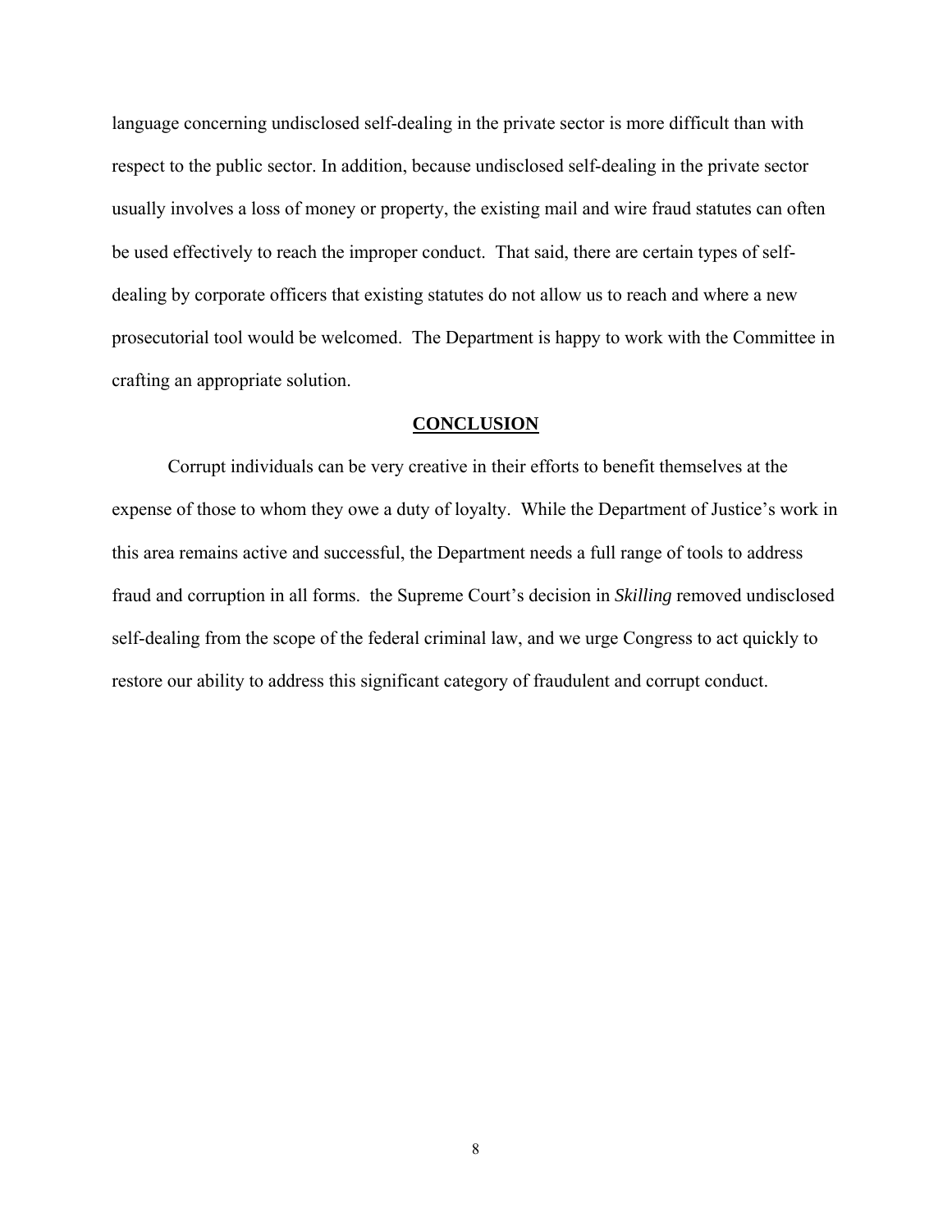language concerning undisclosed self-dealing in the private sector is more difficult than with respect to the public sector. In addition, because undisclosed self-dealing in the private sector usually involves a loss of money or property, the existing mail and wire fraud statutes can often be used effectively to reach the improper conduct. That said, there are certain types of self-dealing by corporate officers that existing statutes do not allow us to reach and where a new prosecutorial tool would be welcomed. The Department is happy to work with the Committee in crafting an appropriate solution.

## **CONCLUSION**

Corrupt individuals can be very creative in their efforts to benefit themselves at the expense of those to whom they owe a duty of loyalty. While the Department of Justice's work in this area remains active and successful, the Department needs a full range of tools to address fraud and corruption in all forms. the Supreme Court's decision in *Skilling* removed undisclosed self-dealing from the scope of the federal criminal law, and we urge Congress to act quickly to restore our ability to address this significant category of fraudulent and corrupt conduct.